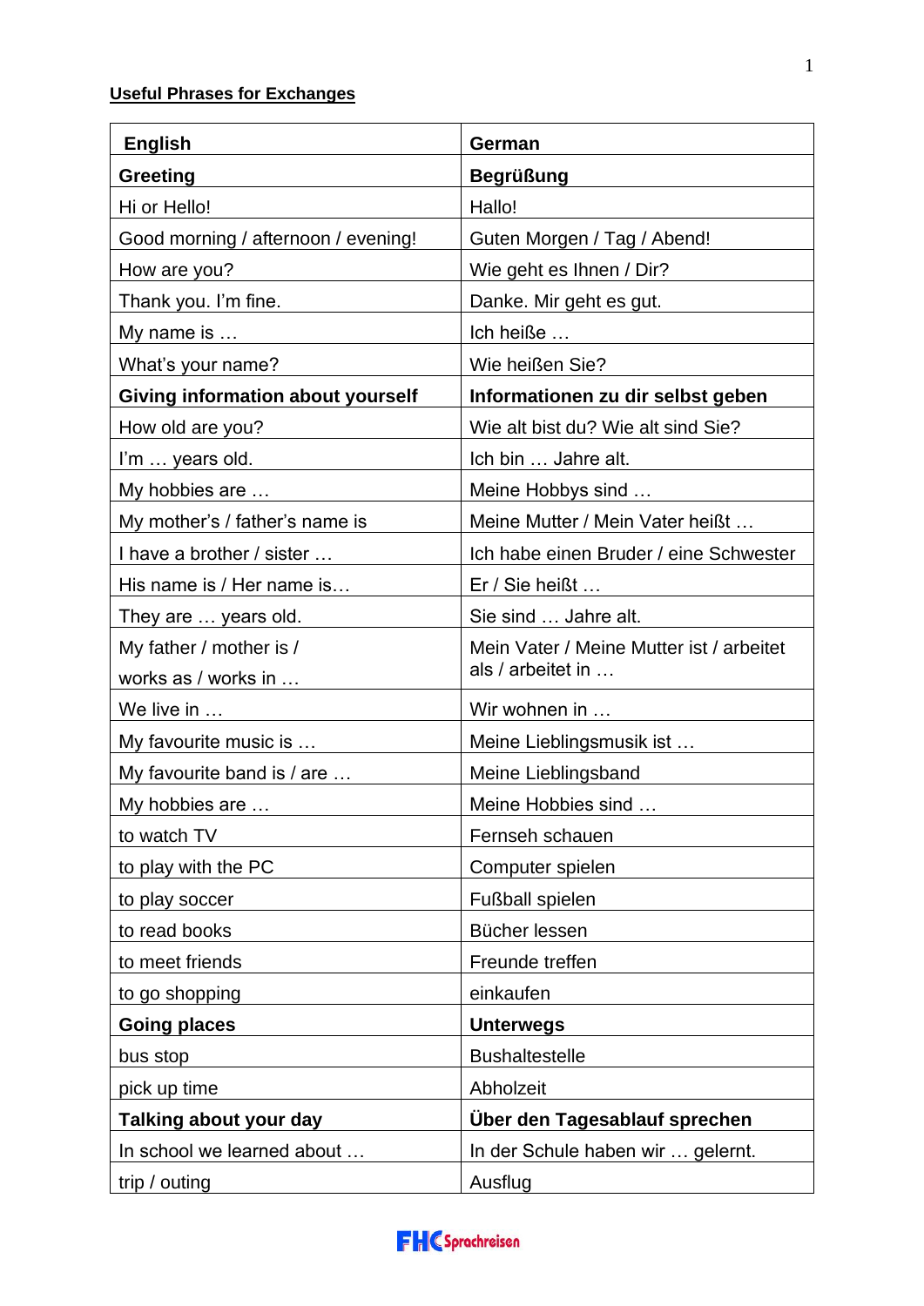**Useful Phrases for Exchanges**

| English | German |
|---|---|
| **Greeting** | **Begrüßung** |
| Hi or Hello! | Hallo! |
| Good morning / afternoon / evening! | Guten Morgen / Tag / Abend! |
| How are you? | Wie geht es Ihnen / Dir? |
| Thank you. I'm fine. | Danke. Mir geht es gut. |
| My name is … | Ich heiße … |
| What's your name? | Wie heißen Sie? |
| **Giving information about yourself** | **Informationen zu dir selbst geben** |
| How old are you? | Wie alt bist du? Wie alt sind Sie? |
| I'm … years old. | Ich bin … Jahre alt. |
| My hobbies are … | Meine Hobbys sind … |
| My mother's / father's name is | Meine Mutter / Mein Vater heißt … |
| I have a brother / sister … | Ich habe einen Bruder / eine Schwester |
| His name is / Her name is… | Er / Sie heißt … |
| They are … years old. | Sie sind … Jahre alt. |
| My father / mother is / works as / works in … | Mein Vater / Meine Mutter ist / arbeitet als / arbeitet in … |
| We live in … | Wir wohnen in … |
| My favourite music is … | Meine Lieblingsmusik ist … |
| My favourite band is / are … | Meine Lieblingsband |
| My hobbies are … | Meine Hobbies sind … |
| to watch TV | Fernseh schauen |
| to play with the PC | Computer spielen |
| to play soccer | Fußball spielen |
| to read books | Bücher lessen |
| to meet friends | Freunde treffen |
| to go shopping | einkaufen |
| **Going places** | **Unterwegs** |
| bus stop | Bushaltestelle |
| pick up time | Abholzeit |
| **Talking about your day** | **Über den Tagesablauf sprechen** |
| In school we learned about … | In der Schule haben wir … gelernt. |
| trip / outing | Ausflug |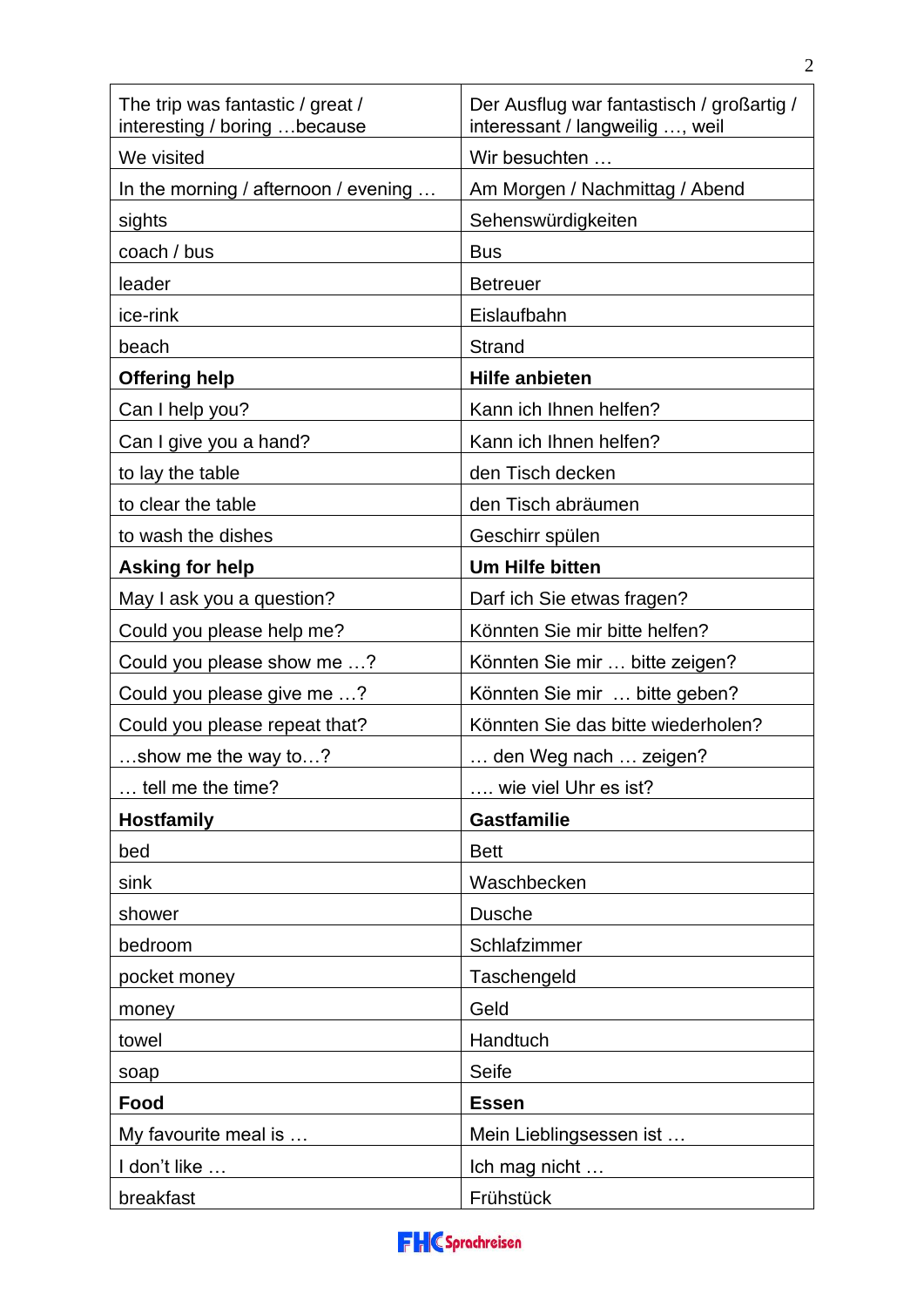| The trip was fantastic / great / interesting / boring …because | Der Ausflug war fantastisch / großartig / interessant / langweilig …, weil |
|---|---|
| We visited | Wir besuchten … |
| In the morning / afternoon / evening … | Am Morgen / Nachmittag / Abend |
| sights | Sehenswürdigkeiten |
| coach / bus | Bus |
| leader | Betreuer |
| ice-rink | Eislaufbahn |
| beach | Strand |
| **Offering help** | **Hilfe anbieten** |
| Can I help you? | Kann ich Ihnen helfen? |
| Can I give you a hand? | Kann ich Ihnen helfen? |
| to lay the table | den Tisch decken |
| to clear the table | den Tisch abräumen |
| to wash the dishes | Geschirr spülen |
| **Asking for help** | **Um Hilfe bitten** |
| May I ask you a question? | Darf ich Sie etwas fragen? |
| Could you please help me? | Könnten Sie mir bitte helfen? |
| Could you please show me …? | Könnten Sie mir … bitte zeigen? |
| Could you please give me …? | Könnten Sie mir … bitte geben? |
| Could you please repeat that? | Könnten Sie das bitte wiederholen? |
| …show me the way to…? | … den Weg nach … zeigen? |
| … tell me the time? | …. wie viel Uhr es ist? |
| **Hostfamily** | **Gastfamilie** |
| bed | Bett |
| sink | Waschbecken |
| shower | Dusche |
| bedroom | Schlafzimmer |
| pocket money | Taschengeld |
| money | Geld |
| towel | Handtuch |
| soap | Seife |
| **Food** | **Essen** |
| My favourite meal is … | Mein Lieblingsessen ist … |
| I don't like … | Ich mag nicht … |
| breakfast | Frühstück |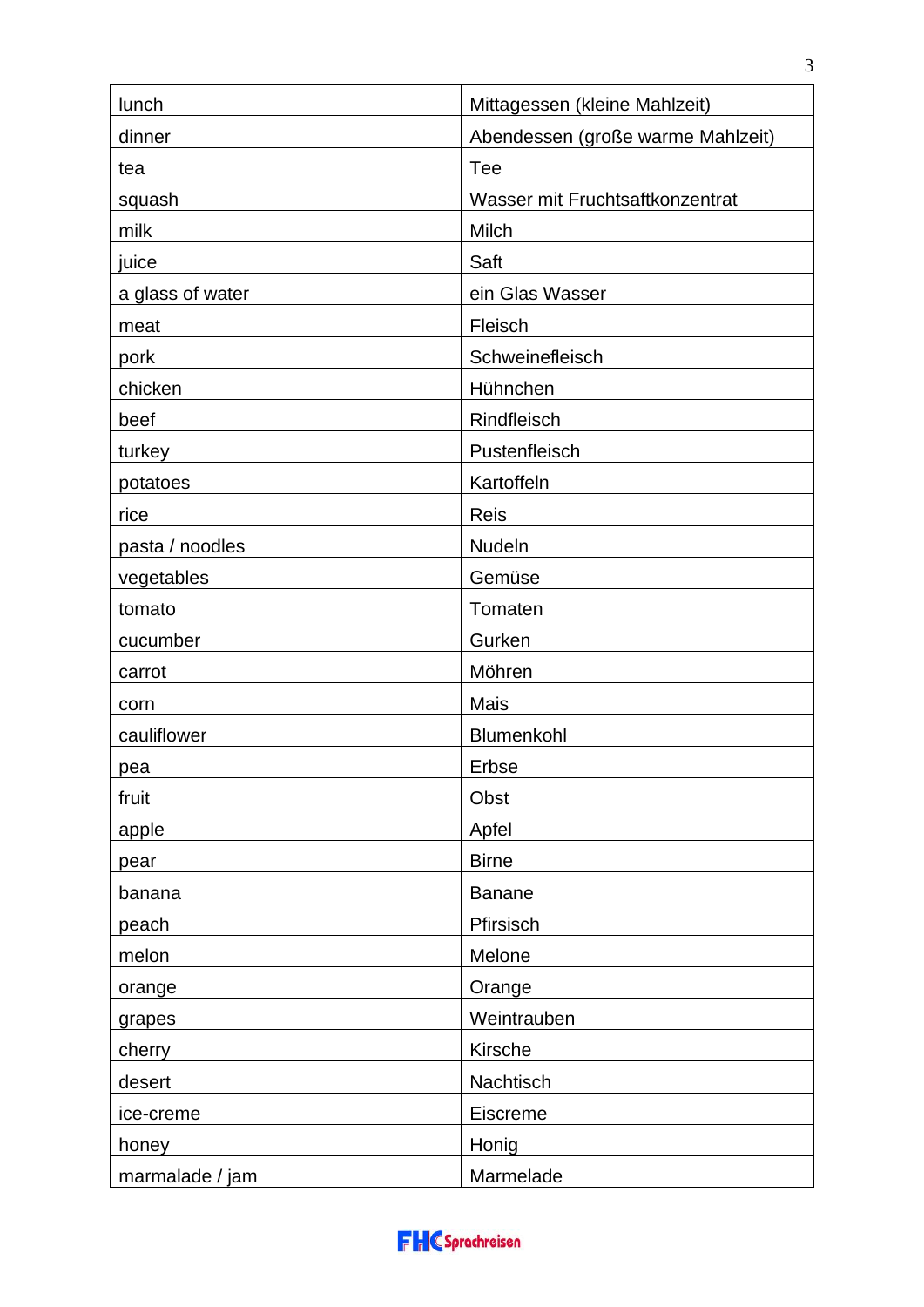| lunch | Mittagessen (kleine Mahlzeit) |
|---|---|
| dinner | Abendessen (große warme Mahlzeit) |
| tea | Tee |
| squash | Wasser mit Fruchtsaftkonzentrat |
| milk | Milch |
| juice | Saft |
| a glass of water | ein Glas Wasser |
| meat | Fleisch |
| pork | Schweinefleisch |
| chicken | Hühnchen |
| beef | Rindfleisch |
| turkey | Pustenfleisch |
| potatoes | Kartoffeln |
| rice | Reis |
| pasta / noodles | Nudeln |
| vegetables | Gemüse |
| tomato | Tomaten |
| cucumber | Gurken |
| carrot | Möhren |
| corn | Mais |
| cauliflower | Blumenkohl |
| pea | Erbse |
| fruit | Obst |
| apple | Apfel |
| pear | Birne |
| banana | Banane |
| peach | Pfirsisch |
| melon | Melone |
| orange | Orange |
| grapes | Weintrauben |
| cherry | Kirsche |
| desert | Nachtisch |
| ice-creme | Eiscreme |
| honey | Honig |
| marmalade / jam | Marmelade |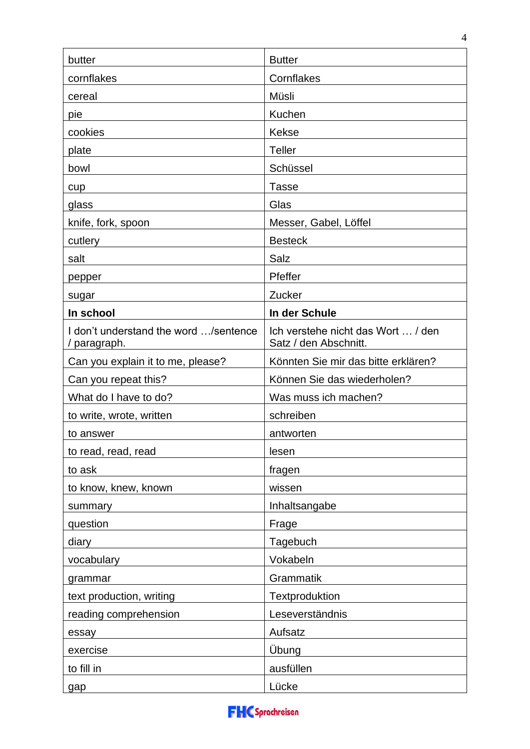| butter | Butter |
|---|---|
| cornflakes | Cornflakes |
| cereal | Müsli |
| pie | Kuchen |
| cookies | Kekse |
| plate | Teller |
| bowl | Schüssel |
| cup | Tasse |
| glass | Glas |
| knife, fork, spoon | Messer, Gabel, Löffel |
| cutlery | Besteck |
| salt | Salz |
| pepper | Pfeffer |
| sugar | Zucker |
| **In school** | **In der Schule** |
| I don't understand the word …/sentence / paragraph. | Ich verstehe nicht das Wort … / den Satz / den Abschnitt. |
| Can you explain it to me, please? | Könnten Sie mir das bitte erklären? |
| Can you repeat this? | Können Sie das wiederholen? |
| What do I have to do? | Was muss ich machen? |
| to write, wrote, written | schreiben |
| to answer | antworten |
| to read, read, read | lesen |
| to ask | fragen |
| to know, knew, known | wissen |
| summary | Inhaltsangabe |
| question | Frage |
| diary | Tagebuch |
| vocabulary | Vokabeln |
| grammar | Grammatik |
| text production, writing | Textproduktion |
| reading comprehension | Leseverständnis |
| essay | Aufsatz |
| exercise | Übung |
| to fill in | ausfüllen |
| gap | Lücke |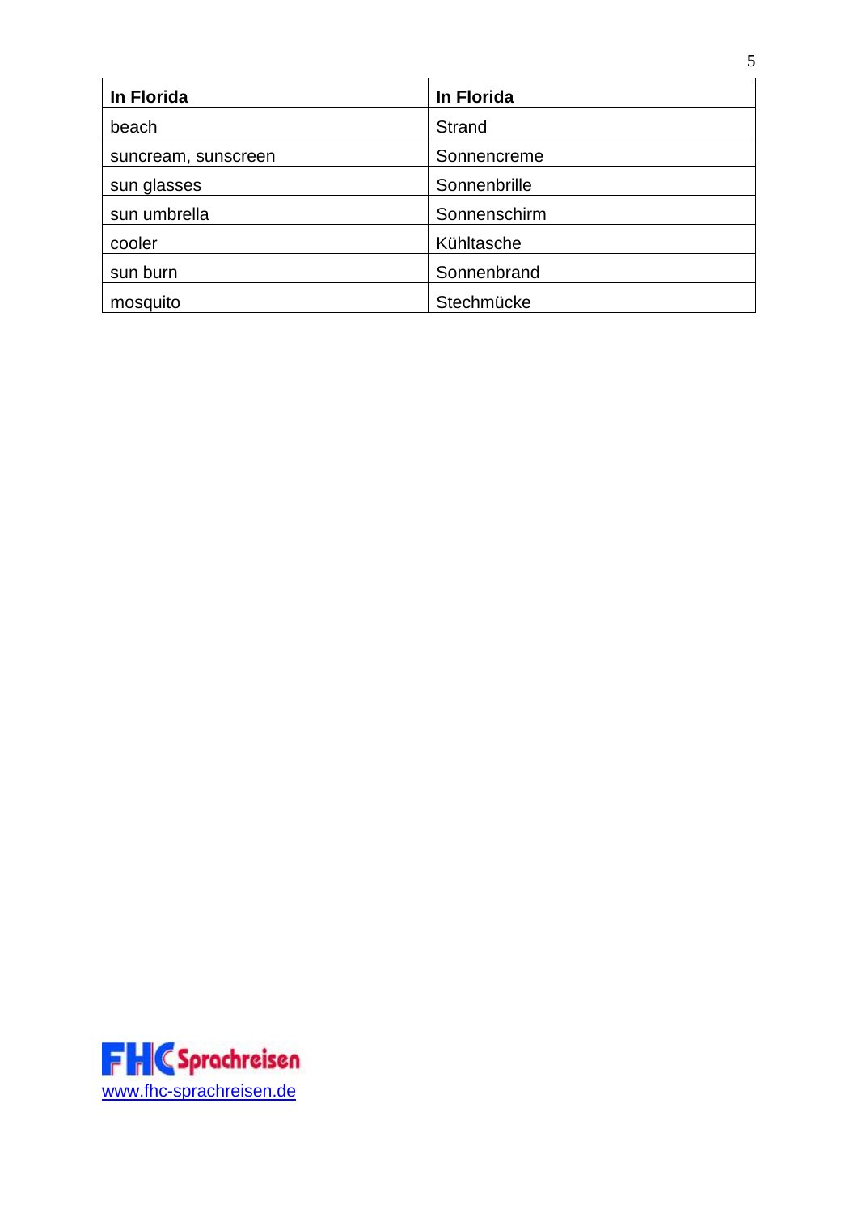| **In Florida** | **In Florida** |
|---|---|
| beach | Strand |
| suncream, sunscreen | Sonnencreme |
| sun glasses | Sonnenbrille |
| sun umbrella | Sonnenschirm |
| cooler | Kühltasche |
| sun burn | Sonnenbrand |
| mosquito | Stechmücke |

FHC Sprachreisen
www.fhc-sprachreisen.de